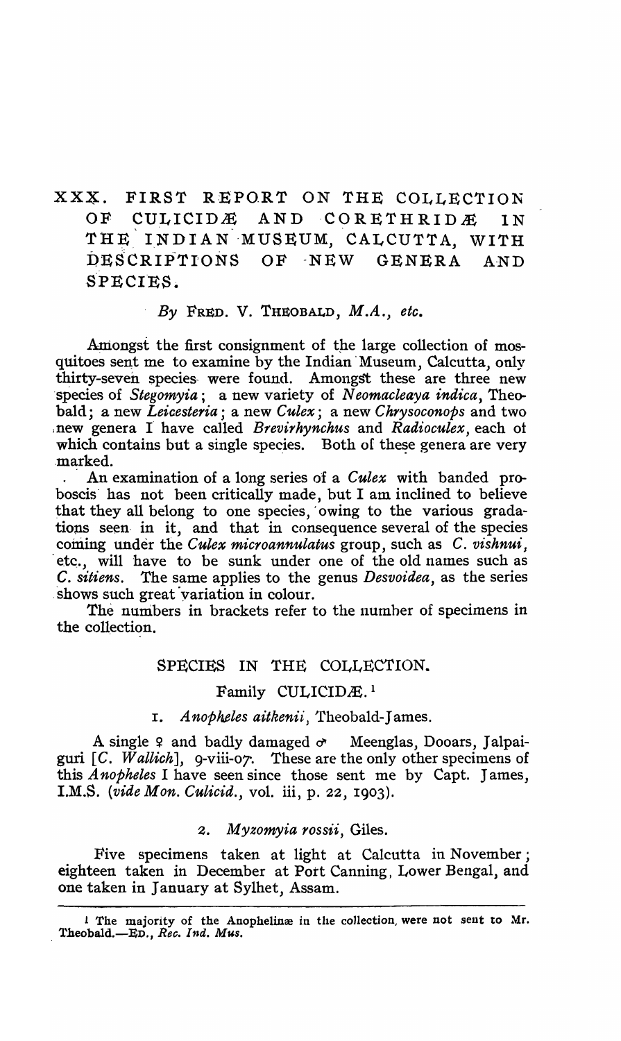# XXX. FIRST REPORT ON THE COLLECTION OF CULICIDÆ AND CORETHRIDÆ IN THE INDIAN MUSEUM, CALCUTTA, WITH DESCRIPTIONS OF NEW GENERA AND SPECIES.

*By* FRED. V. THEOBALD, *M.A., etc.*

Amongst the first consignment of the large collection of mosquitoes sent me to examine by the Indian Museum, Calcutta, only thirty-seven species were found. Amongst these are three new species of *Stegomyia*; a new variety of *Neomacleaya indica*, Theobald; a new *Leicesteria*; a new *Culex*; a new *Chrysoconops* and two new genera I have called *Brevirhynchus* and *Radioculex*, each of which contains but a single species. Both of these genera are very marked.

An examination of a long series of a *Culex* with banded proboscis has not been critically made, but I am inclined to believe that they all belong to one species, owing to the various gradations seen in it, and that in consequence several of the species coming under the *Culex microannulatus* group, such as *C. vishnui*, etc., will have to be sunk under one of the old names such as *C. sitiens*. The same applies to the genus *Desvoidea*, as the series shows such great variation in colour.

The numbers in brackets refer to the number of specimens in the collection.

## SPECIES IN THE COLLECTION.

### Family CULICIDÆ.[1]

#### 1. *Anopheles aitkenii*, Theobald-James.

A single ♀ and badly damaged ♂ Meenglas, Dooars, Jalpaiguri [*C. Wallich*], 9-viii-07. These are the only other specimens of this *Anopheles* I have seen since those sent me by Capt. James, I.M.S. (*vide Mon. Culicid.*, vol. iii, p. 22, 1903).

#### 2. *Myzomyia rossii*, Giles.

Five specimens taken at light at Calcutta in November; eighteen taken in December at Port Canning, Lower Bengal, and one taken in January at Sylhet, Assam.

---

[1] The majority of the Anophelinæ in the collection, were not sent to Mr. Theobald.—ED., *Rec. Ind. Mus.*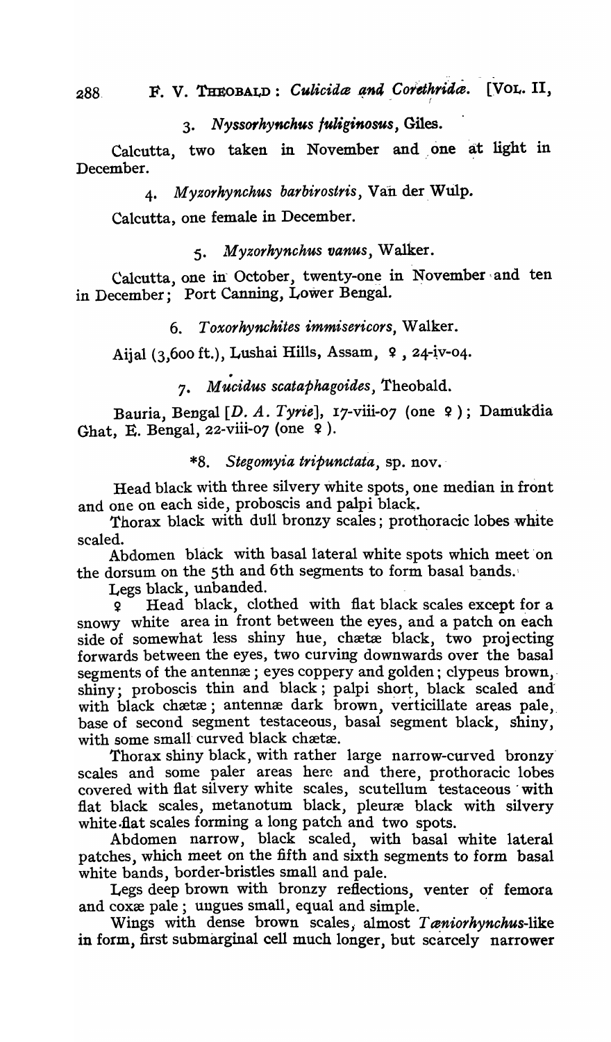### 3. *Nyssorhynchus fuliginosus*, Giles.

Calcutta, two taken in November and one at light in December.

### 4. *Myzorhynchus barbirostris*, Van der Wulp.

Calcutta, one female in December.

### 5. *Myzorhynchus vanus*, Walker.

Calcutta, one in October, twenty-one in November and ten in December; Port Canning, Lower Bengal.

### 6. *Toxorhynchites immisericors*, Walker.

Aijal (3,600 ft.), Lushai Hills, Assam, ♀, 24-iv-04.

### 7. *Mucidus scataphagoides*, Theobald.

Bauria, Bengal [*D. A. Tyrie*], 17-viii-07 (one ♀); Damukdia Ghat, E. Bengal, 22-viii-07 (one ♀).

### *8. *Stegomyia tripunctata*, sp. nov.

Head black with three silvery white spots, one median in front and one on each side, proboscis and palpi black.

Thorax black with dull bronzy scales; prothoracic lobes white scaled.

Abdomen black with basal lateral white spots which meet on the dorsum on the 5th and 6th segments to form basal bands.

Legs black, unbanded.

♀ Head black, clothed with flat black scales except for a snowy white area in front between the eyes, and a patch on each side of somewhat less shiny hue, chætæ black, two projecting forwards between the eyes, two curving downwards over the basal segments of the antennæ; eyes coppery and golden; clypeus brown, shiny; proboscis thin and black; palpi short, black scaled and with black chætæ; antennæ dark brown, verticillate areas pale, base of second segment testaceous, basal segment black, shiny, with some small curved black chætæ.

Thorax shiny black, with rather large narrow-curved bronzy scales and some paler areas here and there, prothoracic lobes covered with flat silvery white scales, scutellum testaceous with flat black scales, metanotum black, pleuræ black with silvery white flat scales forming a long patch and two spots.

Abdomen narrow, black scaled, with basal white lateral patches, which meet on the fifth and sixth segments to form basal white bands, border-bristles small and pale.

Legs deep brown with bronzy reflections, venter of femora and coxæ pale; ungues small, equal and simple.

Wings with dense brown scales, almost *Tæniorhynchus*-like in form, first submarginal cell much longer, but scarcely narrower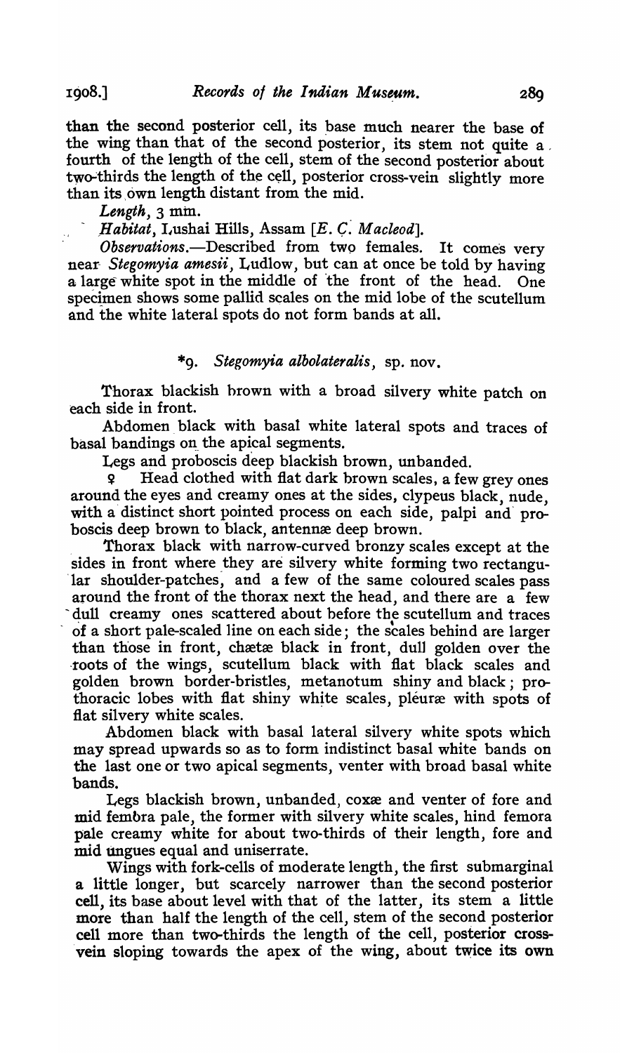than the second posterior cell, its base much nearer the base of the wing than that of the second posterior, its stem not quite a fourth of the length of the cell, stem of the second posterior about two-thirds the length of the cell, posterior cross-vein slightly more than its own length distant from the mid.

*Length*, 3 mm.

*Habitat*, Lushai Hills, Assam [*E. C. Macleod*].

*Observations*.—Described from two females. It comes very near *Stegomyia amesii*, Ludlow, but can at once be told by having a large white spot in the middle of the front of the head. One specimen shows some pallid scales on the mid lobe of the scutellum and the white lateral spots do not form bands at all.

### *9. *Stegomyia albolateralis*, sp. nov.

Thorax blackish brown with a broad silvery white patch on each side in front.

Abdomen black with basal white lateral spots and traces of basal bandings on the apical segments.

Legs and proboscis deep blackish brown, unbanded.

♀ Head clothed with flat dark brown scales, a few grey ones around the eyes and creamy ones at the sides, clypeus black, nude, with a distinct short pointed process on each side, palpi and proboscis deep brown to black, antennæ deep brown.

Thorax black with narrow-curved bronzy scales except at the sides in front where they are silvery white forming two rectangular shoulder-patches, and a few of the same coloured scales pass around the front of the thorax next the head, and there are a few dull creamy ones scattered about before the scutellum and traces of a short pale-scaled line on each side; the scales behind are larger than those in front, chætæ black in front, dull golden over the roots of the wings, scutellum black with flat black scales and golden brown border-bristles, metanotum shiny and black; prothoracic lobes with flat shiny white scales, pleuræ with spots of flat silvery white scales.

Abdomen black with basal lateral silvery white spots which may spread upwards so as to form indistinct basal white bands on the last one or two apical segments, venter with broad basal white bands.

Legs blackish brown, unbanded, coxæ and venter of fore and mid femora pale, the former with silvery white scales, hind femora pale creamy white for about two-thirds of their length, fore and mid ungues equal and uniserrate.

Wings with fork-cells of moderate length, the first submarginal a little longer, but scarcely narrower than the second posterior cell, its base about level with that of the latter, its stem a little more than half the length of the cell, stem of the second posterior cell more than two-thirds the length of the cell, posterior cross-vein sloping towards the apex of the wing, about twice its own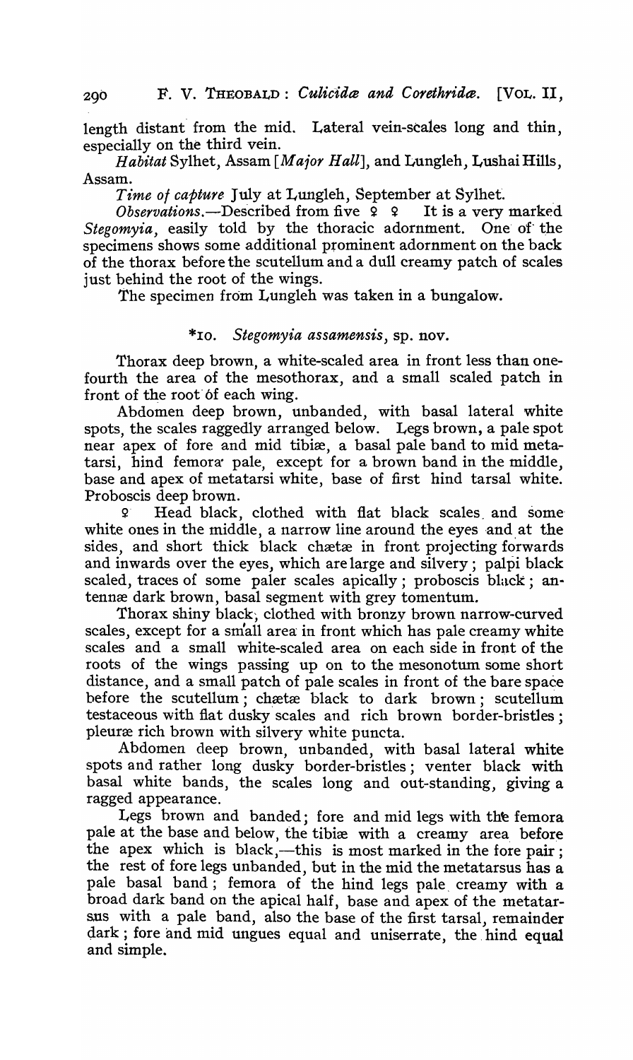length distant from the mid. Lateral vein-scales long and thin, especially on the third vein.

*Habitat* Sylhet, Assam [*Major Hall*], and Lungleh, Lushai Hills, Assam.

*Time of capture* July at Lungleh, September at Sylhet.

*Observations*.—Described from five ♀ ♀ It is a very marked *Stegomyia*, easily told by the thoracic adornment. One of the specimens shows some additional prominent adornment on the back of the thorax before the scutellum and a dull creamy patch of scales just behind the root of the wings.

The specimen from Lungleh was taken in a bungalow.

### \*10. *Stegomyia assamensis*, sp. nov.

Thorax deep brown, a white-scaled area in front less than one-fourth the area of the mesothorax, and a small scaled patch in front of the root of each wing.

Abdomen deep brown, unbanded, with basal lateral white spots, the scales raggedly arranged below. Legs brown, a pale spot near apex of fore and mid tibiæ, a basal pale band to mid metatarsi, hind femora pale, except for a brown band in the middle, base and apex of metatarsi white, base of first hind tarsal white. Proboscis deep brown.

♀ Head black, clothed with flat black scales and some white ones in the middle, a narrow line around the eyes and at the sides, and short thick black chætæ in front projecting forwards and inwards over the eyes, which are large and silvery; palpi black scaled, traces of some paler scales apically; proboscis black; antennæ dark brown, basal segment with grey tomentum.

Thorax shiny black, clothed with bronzy brown narrow-curved scales, except for a small area in front which has pale creamy white scales and a small white-scaled area on each side in front of the roots of the wings passing up on to the mesonotum some short distance, and a small patch of pale scales in front of the bare space before the scutellum; chætæ black to dark brown; scutellum testaceous with flat dusky scales and rich brown border-bristles; pleuræ rich brown with silvery white puncta.

Abdomen deep brown, unbanded, with basal lateral white spots and rather long dusky border-bristles; venter black with basal white bands, the scales long and out-standing, giving a ragged appearance.

Legs brown and banded; fore and mid legs with the femora pale at the base and below, the tibiæ with a creamy area before the apex which is black,—this is most marked in the fore pair; the rest of fore legs unbanded, but in the mid the metatarsus has a pale basal band; femora of the hind legs pale creamy with a broad dark band on the apical half, base and apex of the metatarsus with a pale band, also the base of the first tarsal, remainder dark; fore and mid ungues equal and uniserrate, the hind equal and simple.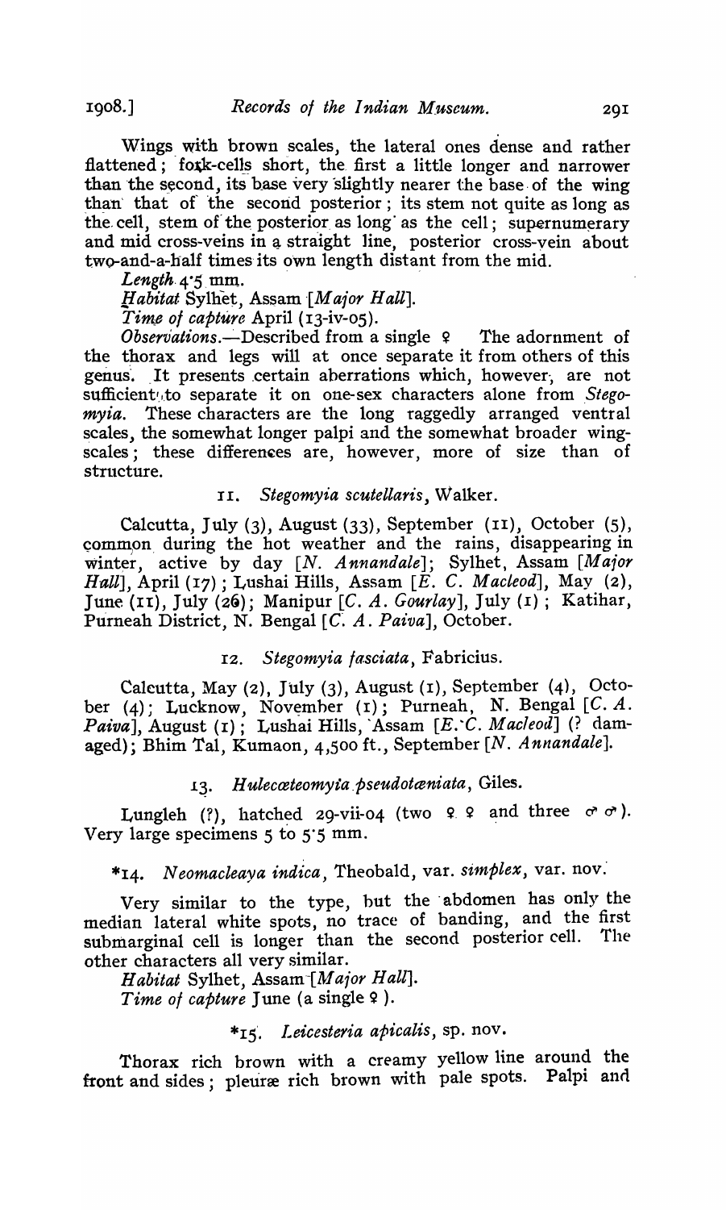Wings with brown scales, the lateral ones dense and rather flattened; fork-cells short, the first a little longer and narrower than the second, its base very slightly nearer the base of the wing than that of the second posterior; its stem not quite as long as the cell, stem of the posterior as long as the cell; supernumerary and mid cross-veins in a straight line, posterior cross-vein about two-and-a-half times its own length distant from the mid.

*Length* 4·5 mm.

*Habitat* Sylhet, Assam [*Major Hall*].

*Time of capture* April (13-iv-05).

*Observations.*—Described from a single ♀ The adornment of the thorax and legs will at once separate it from others of this genus. It presents certain aberrations which, however, are not sufficient to separate it on one-sex characters alone from *Stegomyia*. These characters are the long raggedly arranged ventral scales, the somewhat longer palpi and the somewhat broader wing-scales; these differences are, however, more of size than of structure.

### 11. *Stegomyia scutellaris*, Walker.

Calcutta, July (3), August (33), September (11), October (5), common during the hot weather and the rains, disappearing in winter, active by day [*N. Annandale*]; Sylhet, Assam [*Major Hall*], April (17); Lushai Hills, Assam [*E. C. Macleod*], May (2), June (11), July (26); Manipur [*C. A. Gourlay*], July (1); Katihar, Purneah District, N. Bengal [*C. A. Paiva*], October.

### 12. *Stegomyia fasciata*, Fabricius.

Calcutta, May (2), July (3), August (1), September (4), October (4); Lucknow, November (1); Purneah, N. Bengal [*C. A. Paiva*], August (1); Lushai Hills, Assam [*E. C. Macleod*] (? damaged); Bhim Tal, Kumaon, 4,500 ft., September [*N. Annandale*].

### 13. *Hulecœteomyia pseudotæniata*, Giles.

Lungleh (?), hatched 29-vii-04 (two ♀ ♀ and three ♂ ♂). Very large specimens 5 to 5·5 mm.

### \*14. *Neomacleaya indica*, Theobald, var. *simplex*, var. nov.

Very similar to the type, but the abdomen has only the median lateral white spots, no trace of banding, and the first submarginal cell is longer than the second posterior cell. The other characters all very similar.

*Habitat* Sylhet, Assam [*Major Hall*].

*Time of capture* June (a single ♀).

### \*15. *Leicesteria apicalis*, sp. nov.

Thorax rich brown with a creamy yellow line around the front and sides; pleuræ rich brown with pale spots. Palpi and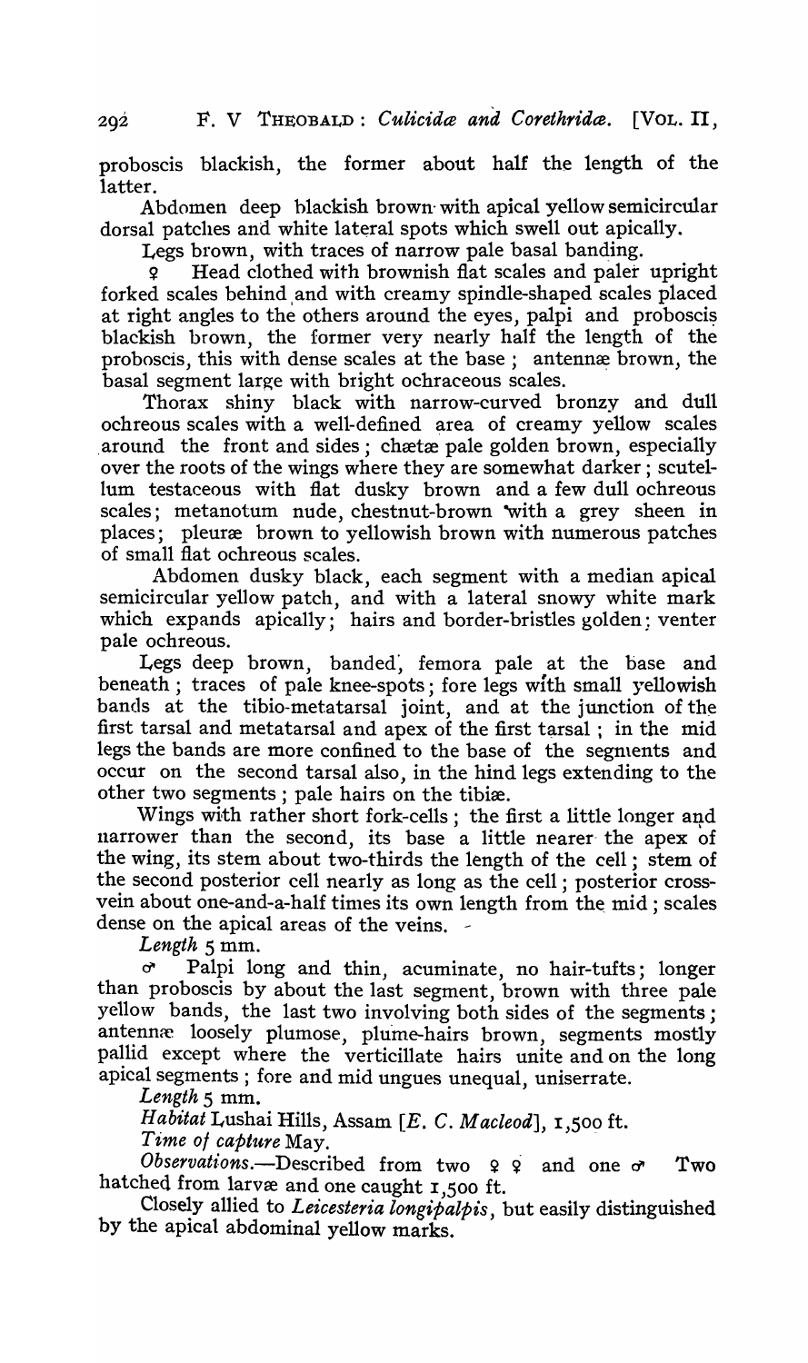proboscis blackish, the former about half the length of the latter.

Abdomen deep blackish brown with apical yellow semicircular dorsal patches and white lateral spots which swell out apically.

Legs brown, with traces of narrow pale basal banding.

♀ Head clothed with brownish flat scales and paler upright forked scales behind and with creamy spindle-shaped scales placed at right angles to the others around the eyes, palpi and proboscis blackish brown, the former very nearly half the length of the proboscis, this with dense scales at the base; antennæ brown, the basal segment large with bright ochraceous scales.

Thorax shiny black with narrow-curved bronzy and dull ochreous scales with a well-defined area of creamy yellow scales around the front and sides; chætæ pale golden brown, especially over the roots of the wings where they are somewhat darker; scutellum testaceous with flat dusky brown and a few dull ochreous scales; metanotum nude, chestnut-brown with a grey sheen in places; pleuræ brown to yellowish brown with numerous patches of small flat ochreous scales.

Abdomen dusky black, each segment with a median apical semicircular yellow patch, and with a lateral snowy white mark which expands apically; hairs and border-bristles golden; venter pale ochreous.

Legs deep brown, banded, femora pale at the base and beneath; traces of pale knee-spots; fore legs with small yellowish bands at the tibio-metatarsal joint, and at the junction of the first tarsal and metatarsal and apex of the first tarsal; in the mid legs the bands are more confined to the base of the segments and occur on the second tarsal also, in the hind legs extending to the other two segments; pale hairs on the tibiæ.

Wings with rather short fork-cells; the first a little longer and narrower than the second, its base a little nearer the apex of the wing, its stem about two-thirds the length of the cell; stem of the second posterior cell nearly as long as the cell; posterior cross-vein about one-and-a-half times its own length from the mid; scales dense on the apical areas of the veins.

*Length* 5 mm.

♂ Palpi long and thin, acuminate, no hair-tufts; longer than proboscis by about the last segment, brown with three pale yellow bands, the last two involving both sides of the segments; antennæ loosely plumose, plume-hairs brown, segments mostly pallid except where the verticillate hairs unite and on the long apical segments; fore and mid ungues unequal, uniserrate.

*Length* 5 mm.

*Habitat* Lushai Hills, Assam [*E. C. Macleod*], 1,500 ft.

*Time of capture* May.

*Observations.*—Described from two ♀ ♀ and one ♂ Two hatched from larvæ and one caught 1,500 ft.

Closely allied to *Leicesteria longipalpis*, but easily distinguished by the apical abdominal yellow marks.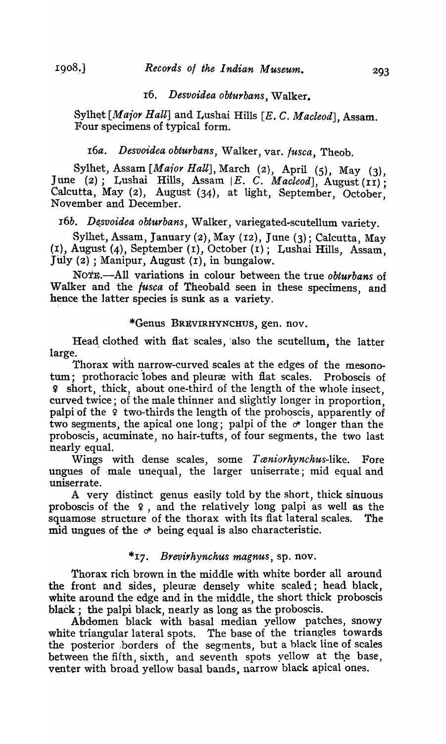### 16. *Desvoidea obturbans*, Walker.

Sylhet [*Major Hall*] and Lushai Hills [*E. C. Macleod*], Assam. Four specimens of typical form.

### 16*a*. *Desvoidea obturbans*, Walker, var. *fusca*, Theob.

Sylhet, Assam [*Major Hall*], March (2), April (5), May (3), June (2); Lushai Hills, Assam [*E. C. Macleod*], August (11); Calcutta, May (2), August (34), at light, September, October, November and December.

### 16*b*. *Desvoidea obturbans*, Walker, variegated-scutellum variety.

Sylhet, Assam, January (2), May (12), June (3); Calcutta, May (1), August (4), September (1), October (1); Lushai Hills, Assam, July (2); Manipur, August (1), in bungalow.

NOTE.—All variations in colour between the true *obturbans* of Walker and the *fusca* of Theobald seen in these specimens, and hence the latter species is sunk as a variety.

## *Genus BREVIRHYNCHUS, gen. nov.

Head clothed with flat scales, also the scutellum, the latter large.

Thorax with narrow-curved scales at the edges of the mesonotum; prothoracic lobes and pleuræ with flat scales. Proboscis of ♀ short, thick, about one-third of the length of the whole insect, curved twice; of the male thinner and slightly longer in proportion, palpi of the ♀ two-thirds the length of the proboscis, apparently of two segments, the apical one long; palpi of the ♂ longer than the proboscis, acuminate, no hair-tufts, of four segments, the two last nearly equal.

Wings with dense scales, some *Tæniorhynchus*-like. Fore ungues of male unequal, the larger uniserrate; mid equal and uniserrate.

A very distinct genus easily told by the short, thick sinuous proboscis of the ♀, and the relatively long palpi as well as the squamose structure of the thorax with its flat lateral scales. The mid ungues of the ♂ being equal is also characteristic.

### *17. *Brevirhynchus magnus*, sp. nov.

Thorax rich brown in the middle with white border all around the front and sides, pleuræ densely white scaled; head black, white around the edge and in the middle, the short thick proboscis black; the palpi black, nearly as long as the proboscis.

Abdomen black with basal median yellow patches, snowy white triangular lateral spots. The base of the triangles towards the posterior borders of the segments, but a black line of scales between the fifth, sixth, and seventh spots yellow at the base, venter with broad yellow basal bands, narrow black apical ones.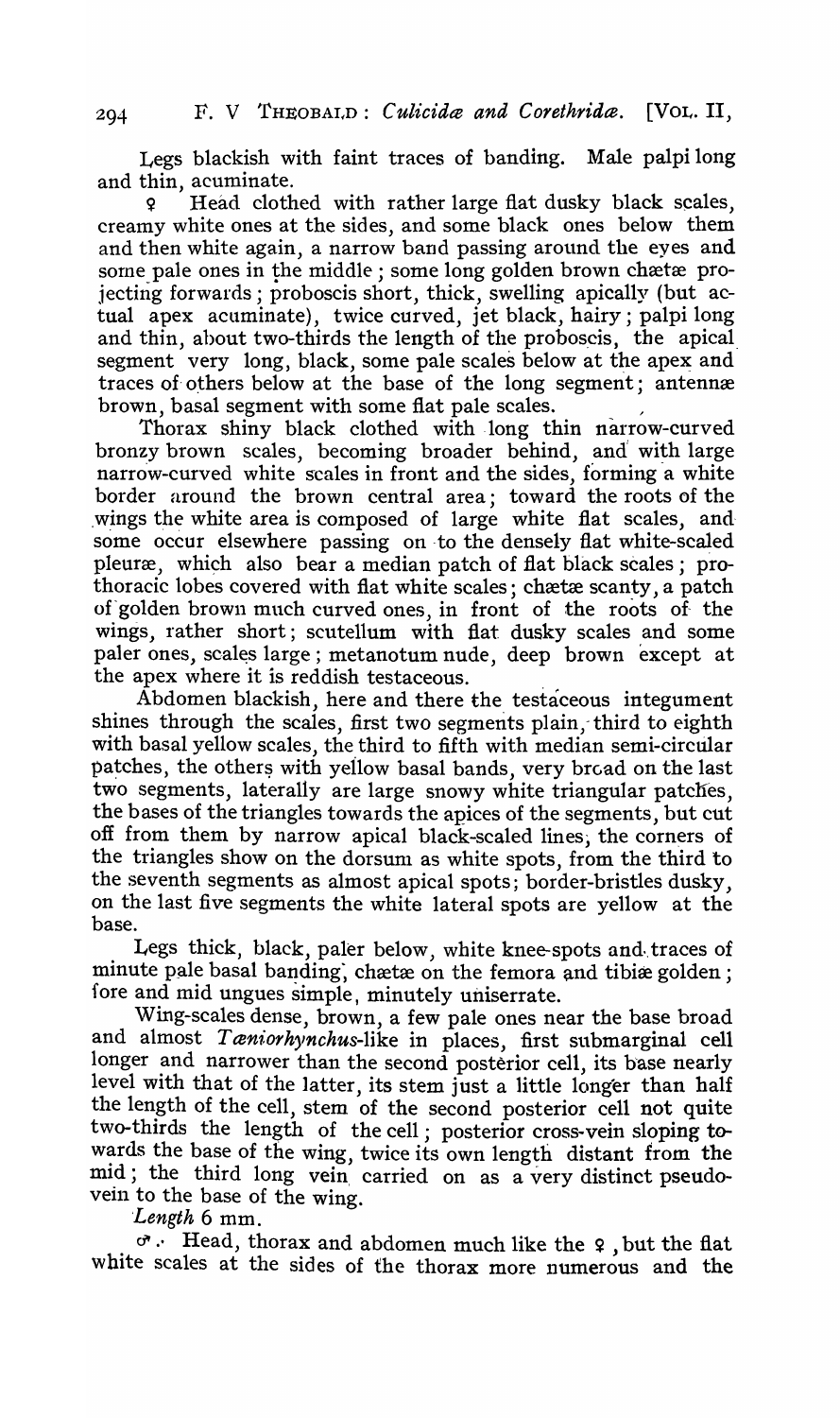Legs blackish with faint traces of banding. Male palpi long and thin, acuminate.

♀ Head clothed with rather large flat dusky black scales, creamy white ones at the sides, and some black ones below them and then white again, a narrow band passing around the eyes and some pale ones in the middle; some long golden brown chætæ projecting forwards; proboscis short, thick, swelling apically (but actual apex acuminate), twice curved, jet black, hairy; palpi long and thin, about two-thirds the length of the proboscis, the apical segment very long, black, some pale scales below at the apex and traces of others below at the base of the long segment; antennæ brown, basal segment with some flat pale scales.

Thorax shiny black clothed with long thin narrow-curved bronzy brown scales, becoming broader behind, and with large narrow-curved white scales in front and the sides, forming a white border around the brown central area; toward the roots of the wings the white area is composed of large white flat scales, and some occur elsewhere passing on to the densely flat white-scaled pleuræ, which also bear a median patch of flat black scales; prothoracic lobes covered with flat white scales; chætæ scanty, a patch of golden brown much curved ones, in front of the roots of the wings, rather short; scutellum with flat dusky scales and some paler ones, scales large; metanotum nude, deep brown except at the apex where it is reddish testaceous.

Abdomen blackish, here and there the testaceous integument shines through the scales, first two segments plain, third to eighth with basal yellow scales, the third to fifth with median semi-circular patches, the others with yellow basal bands, very broad on the last two segments, laterally are large snowy white triangular patches, the bases of the triangles towards the apices of the segments, but cut off from them by narrow apical black-scaled lines, the corners of the triangles show on the dorsum as white spots, from the third to the seventh segments as almost apical spots; border-bristles dusky, on the last five segments the white lateral spots are yellow at the base.

Legs thick, black, paler below, white knee-spots and traces of minute pale basal banding, chætæ on the femora and tibiæ golden; fore and mid ungues simple, minutely uniserrate.

Wing-scales dense, brown, a few pale ones near the base broad and almost *Tæniorhynchus*-like in places, first submarginal cell longer and narrower than the second posterior cell, its base nearly level with that of the latter, its stem just a little longer than half the length of the cell, stem of the second posterior cell not quite two-thirds the length of the cell; posterior cross-vein sloping towards the base of the wing, twice its own length distant from the mid; the third long vein carried on as a very distinct pseudo-vein to the base of the wing.

*Length* 6 mm.

♂. Head, thorax and abdomen much like the ♀, but the flat white scales at the sides of the thorax more numerous and the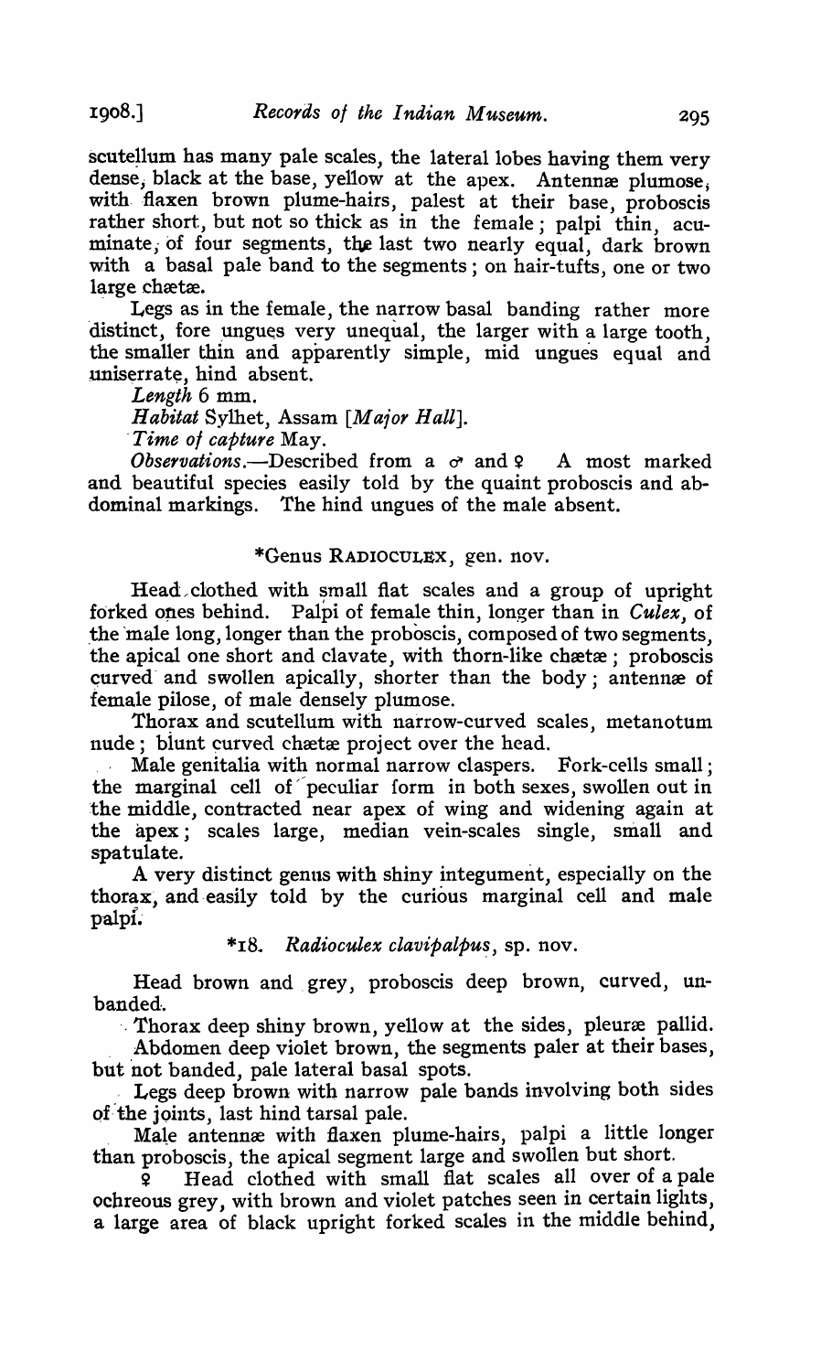scutellum has many pale scales, the lateral lobes having them very dense, black at the base, yellow at the apex. Antennæ plumose, with flaxen brown plume-hairs, palest at their base, proboscis rather short, but not so thick as in the female; palpi thin, acuminate, of four segments, the last two nearly equal, dark brown with a basal pale band to the segments; on hair-tufts, one or two large chætæ.

Legs as in the female, the narrow basal banding rather more distinct, fore ungues very unequal, the larger with a large tooth, the smaller thin and apparently simple, mid ungues equal and uniserrate, hind absent.

*Length* 6 mm.

*Habitat* Sylhet, Assam [*Major Hall*].

*Time of capture* May.

*Observations.*—Described from a ♂ and ♀. A most marked and beautiful species easily told by the quaint proboscis and abdominal markings. The hind ungues of the male absent.

### *Genus RADIOCULEX, gen. nov.

Head clothed with small flat scales and a group of upright forked ones behind. Palpi of female thin, longer than in *Culex*, of the male long, longer than the proboscis, composed of two segments, the apical one short and clavate, with thorn-like chætæ; proboscis curved and swollen apically, shorter than the body; antennæ of female pilose, of male densely plumose.

Thorax and scutellum with narrow-curved scales, metanotum nude; blunt curved chætæ project over the head.

Male genitalia with normal narrow claspers. Fork-cells small; the marginal cell of peculiar form in both sexes, swollen out in the middle, contracted near apex of wing and widening again at the apex; scales large, median vein-scales single, small and spatulate.

A very distinct genus with shiny integument, especially on the thorax, and easily told by the curious marginal cell and male palpi.

#### *18. *Radioculex clavipalpus*, sp. nov.

Head brown and grey, proboscis deep brown, curved, unbanded.

Thorax deep shiny brown, yellow at the sides, pleuræ pallid.

Abdomen deep violet brown, the segments paler at their bases, but not banded, pale lateral basal spots.

Legs deep brown with narrow pale bands involving both sides of the joints, last hind tarsal pale.

Male antennæ with flaxen plume-hairs, palpi a little longer than proboscis, the apical segment large and swollen but short.

♀ Head clothed with small flat scales all over of a pale ochreous grey, with brown and violet patches seen in certain lights, a large area of black upright forked scales in the middle behind,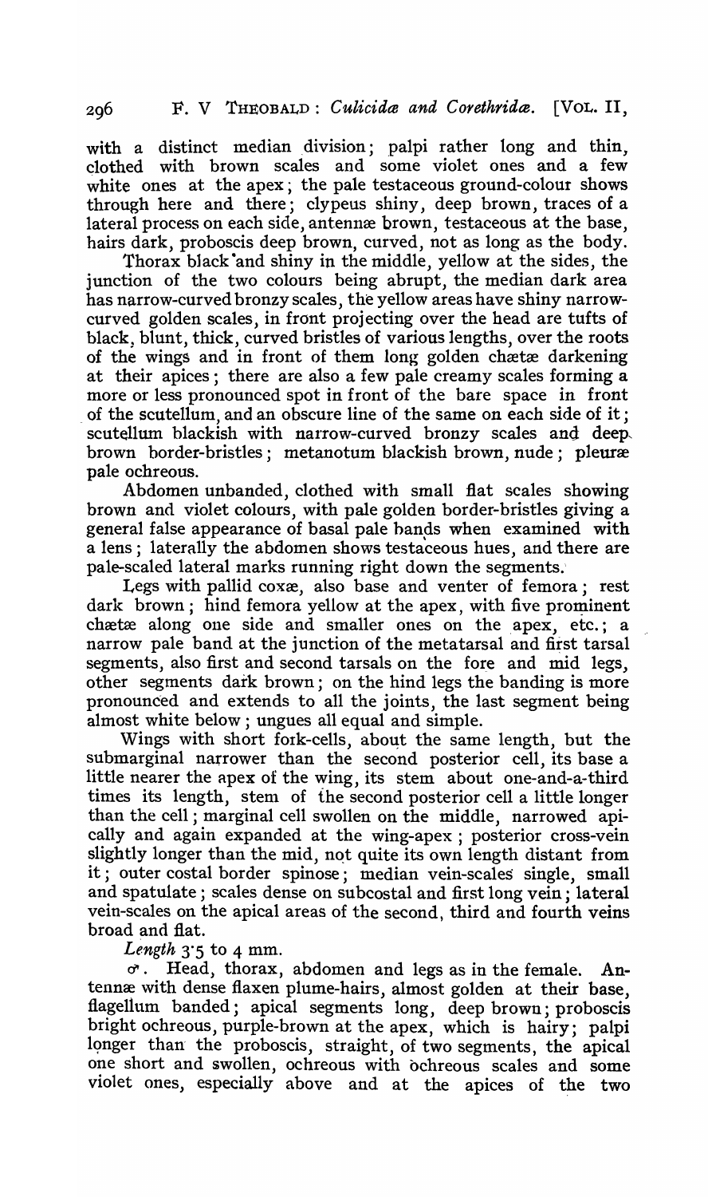with a distinct median division; palpi rather long and thin, clothed with brown scales and some violet ones and a few white ones at the apex; the pale testaceous ground-colour shows through here and there; clypeus shiny, deep brown, traces of a lateral process on each side, antennæ brown, testaceous at the base, hairs dark, proboscis deep brown, curved, not as long as the body.

Thorax black and shiny in the middle, yellow at the sides, the junction of the two colours being abrupt, the median dark area has narrow-curved bronzy scales, the yellow areas have shiny narrow-curved golden scales, in front projecting over the head are tufts of black, blunt, thick, curved bristles of various lengths, over the roots of the wings and in front of them long golden chætæ darkening at their apices; there are also a few pale creamy scales forming a more or less pronounced spot in front of the bare space in front of the scutellum, and an obscure line of the same on each side of it; scutellum blackish with narrow-curved bronzy scales and deep brown border-bristles; metanotum blackish brown, nude; pleuræ pale ochreous.

Abdomen unbanded, clothed with small flat scales showing brown and violet colours, with pale golden border-bristles giving a general false appearance of basal pale bands when examined with a lens; laterally the abdomen shows testaceous hues, and there are pale-scaled lateral marks running right down the segments.

Legs with pallid coxæ, also base and venter of femora; rest dark brown; hind femora yellow at the apex, with five prominent chætæ along one side and smaller ones on the apex, etc.; a narrow pale band at the junction of the metatarsal and first tarsal segments, also first and second tarsals on the fore and mid legs, other segments dark brown; on the hind legs the banding is more pronounced and extends to all the joints, the last segment being almost white below; ungues all equal and simple.

Wings with short fork-cells, about the same length, but the submarginal narrower than the second posterior cell, its base a little nearer the apex of the wing, its stem about one-and-a-third times its length, stem of the second posterior cell a little longer than the cell; marginal cell swollen on the middle, narrowed apically and again expanded at the wing-apex; posterior cross-vein slightly longer than the mid, not quite its own length distant from it; outer costal border spinose; median vein-scales single, small and spatulate; scales dense on subcostal and first long vein; lateral vein-scales on the apical areas of the second, third and fourth veins broad and flat.

*Length* 3·5 to 4 mm.

♂. Head, thorax, abdomen and legs as in the female. Antennæ with dense flaxen plume-hairs, almost golden at their base, flagellum banded; apical segments long, deep brown; proboscis bright ochreous, purple-brown at the apex, which is hairy; palpi longer than the proboscis, straight, of two segments, the apical one short and swollen, ochreous with ochreous scales and some violet ones, especially above and at the apices of the two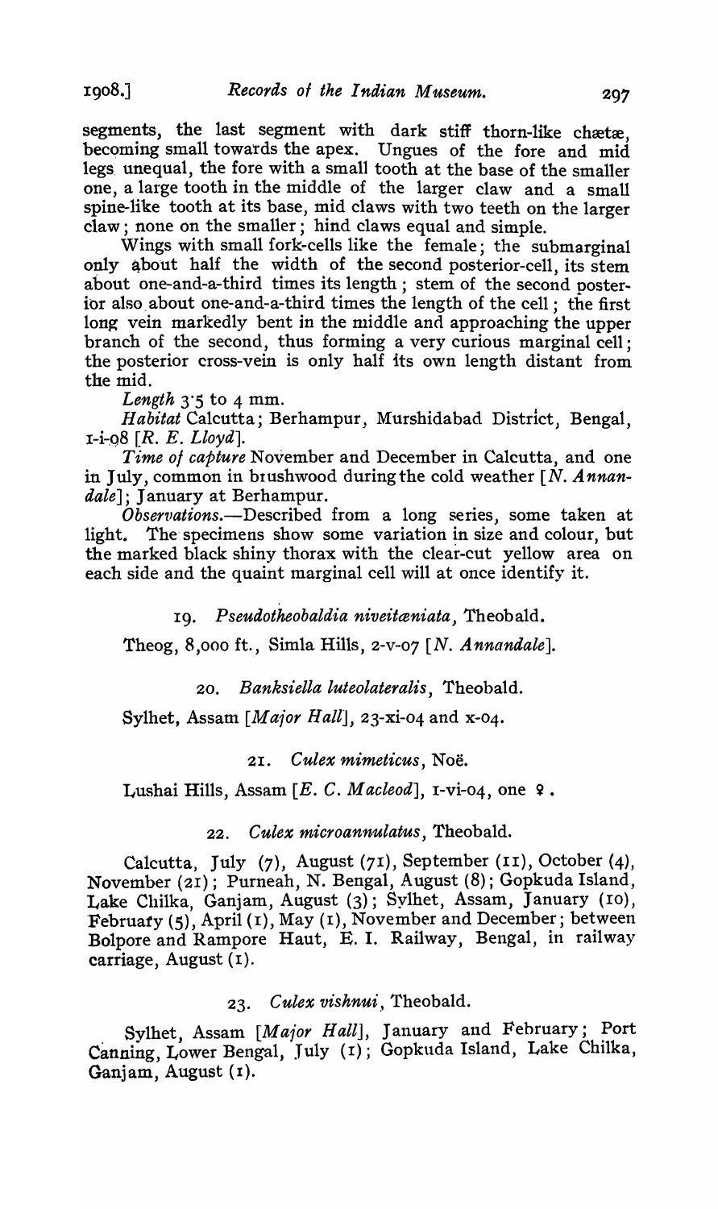segments, the last segment with dark stiff thorn-like chætæ, becoming small towards the apex. Ungues of the fore and mid legs unequal, the fore with a small tooth at the base of the smaller one, a large tooth in the middle of the larger claw and a small spine-like tooth at its base, mid claws with two teeth on the larger claw; none on the smaller; hind claws equal and simple.

Wings with small fork-cells like the female; the submarginal only about half the width of the second posterior-cell, its stem about one-and-a-third times its length; stem of the second posterior also about one-and-a-third times the length of the cell; the first long vein markedly bent in the middle and approaching the upper branch of the second, thus forming a very curious marginal cell; the posterior cross-vein is only half its own length distant from the mid.

*Length* 3·5 to 4 mm.

*Habitat* Calcutta; Berhampur, Murshidabad District, Bengal, 1-i-08 [*R. E. Lloyd*].

*Time of capture* November and December in Calcutta, and one in July, common in brushwood during the cold weather [*N. Annandale*]; January at Berhampur.

*Observations.*—Described from a long series, some taken at light. The specimens show some variation in size and colour, but the marked black shiny thorax with the clear-cut yellow area on each side and the quaint marginal cell will at once identify it.

### 19. *Pseudotheobaldia niveitæniata*, Theobald.

Theog, 8,000 ft., Simla Hills, 2-v-07 [*N. Annandale*].

### 20. *Banksiella luteolateralis*, Theobald.

Sylhet, Assam [*Major Hall*], 23-xi-04 and x-04.

### 21. *Culex mimeticus*, Noë.

Lushai Hills, Assam [*E. C. Macleod*], 1-vi-04, one ♀.

### 22. *Culex microannulatus*, Theobald.

Calcutta, July (7), August (71), September (11), October (4), November (21); Purneah, N. Bengal, August (8); Gopkuda Island, Lake Chilka, Ganjam, August (3); Sylhet, Assam, January (10), February (5), April (1), May (1), November and December; between Bolpore and Rampore Haut, E. I. Railway, Bengal, in railway carriage, August (1).

### 23. *Culex vishnui*, Theobald.

Sylhet, Assam [*Major Hall*], January and February; Port Canning, Lower Bengal, July (1); Gopkuda Island, Lake Chilka, Ganjam, August (1).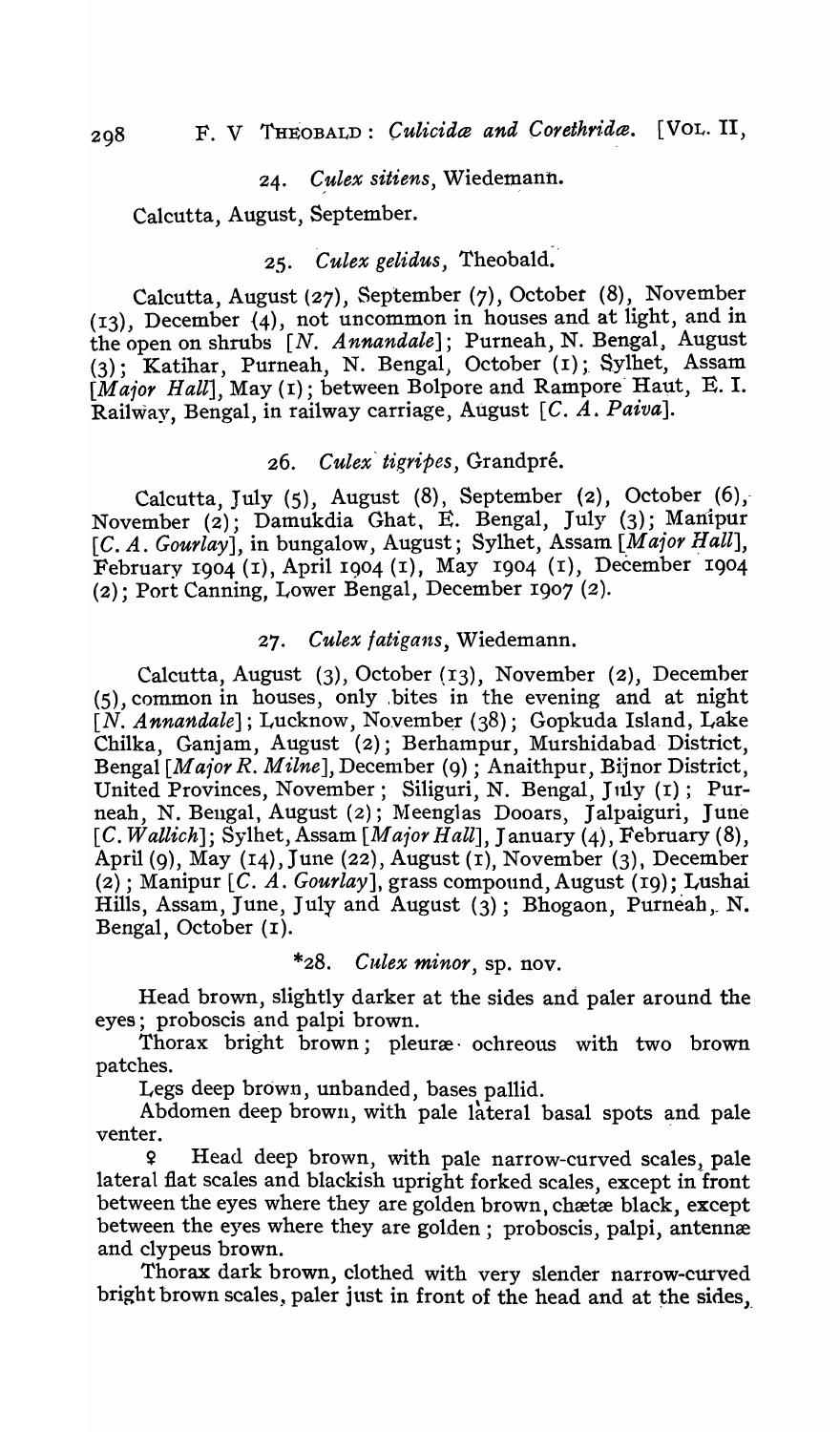### 24. *Culex sitiens*, Wiedemann.

Calcutta, August, September.

### 25. *Culex gelidus*, Theobald.

Calcutta, August (27), September (7), October (8), November (13), December (4), not uncommon in houses and at light, and in the open on shrubs [*N. Annandale*]; Purneah, N. Bengal, August (3); Katihar, Purneah, N. Bengal, October (1); Sylhet, Assam [*Major Hall*], May (1); between Bolpore and Rampore Haut, E. I. Railway, Bengal, in railway carriage, August [*C. A. Paiva*].

### 26. *Culex tigripes*, Grandpré.

Calcutta, July (5), August (8), September (2), October (6), November (2); Damukdia Ghat, E. Bengal, July (3); Manipur [*C. A. Gourlay*], in bungalow, August; Sylhet, Assam [*Major Hall*], February 1904 (1), April 1904 (1), May 1904 (1), December 1904 (2); Port Canning, Lower Bengal, December 1907 (2).

### 27. *Culex fatigans*, Wiedemann.

Calcutta, August (3), October (13), November (2), December (5), common in houses, only bites in the evening and at night [*N. Annandale*]; Lucknow, November (38); Gopkuda Island, Lake Chilka, Ganjam, August (2); Berhampur, Murshidabad District, Bengal [*Major R. Milne*], December (9); Anaithpur, Bijnor District, United Provinces, November; Siliguri, N. Bengal, July (1); Purneah, N. Bengal, August (2); Meenglas Dooars, Jalpaiguri, June [*C. Wallich*]; Sylhet, Assam [*Major Hall*], January (4), February (8), April (9), May (14), June (22), August (1), November (3), December (2); Manipur [*C. A. Gourlay*], grass compound, August (19); Lushai Hills, Assam, June, July and August (3); Bhogaon, Purneah, N. Bengal, October (1).

### *28. *Culex minor*, sp. nov.

Head brown, slightly darker at the sides and paler around the eyes; proboscis and palpi brown.

Thorax bright brown; pleuræ ochreous with two brown patches.

Legs deep brown, unbanded, bases pallid.

Abdomen deep brown, with pale lateral basal spots and pale venter.

♀ Head deep brown, with pale narrow-curved scales, pale lateral flat scales and blackish upright forked scales, except in front between the eyes where they are golden brown, chætæ black, except between the eyes where they are golden; proboscis, palpi, antennæ and clypeus brown.

Thorax dark brown, clothed with very slender narrow-curved bright brown scales, paler just in front of the head and at the sides,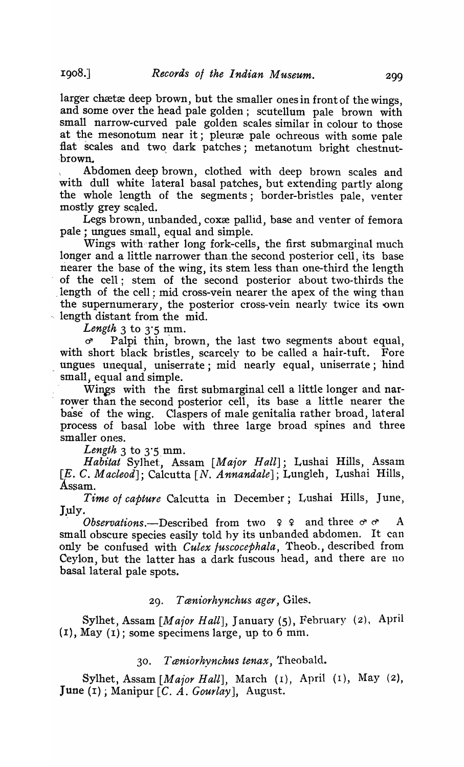larger chætæ deep brown, but the smaller ones in front of the wings, and some over the head pale golden; scutellum pale brown with small narrow-curved pale golden scales similar in colour to those at the mesonotum near it; pleuræ pale ochreous with some pale flat scales and two dark patches; metanotum bright chestnut-brown.

Abdomen deep brown, clothed with deep brown scales and with dull white lateral basal patches, but extending partly along the whole length of the segments; border-bristles pale, venter mostly grey scaled.

Legs brown, unbanded, coxæ pallid, base and venter of femora pale; ungues small, equal and simple.

Wings with rather long fork-cells, the first submarginal much longer and a little narrower than the second posterior cell, its base nearer the base of the wing, its stem less than one-third the length of the cell; stem of the second posterior about two-thirds the length of the cell; mid cross-vein nearer the apex of the wing than the supernumerary, the posterior cross-vein nearly twice its own length distant from the mid.

*Length* 3 to 3·5 mm.

♂ Palpi thin, brown, the last two segments about equal, with short black bristles, scarcely to be called a hair-tuft. Fore ungues unequal, uniserrate; mid nearly equal, uniserrate; hind small, equal and simple.

Wings with the first submarginal cell a little longer and narrower than the second posterior cell, its base a little nearer the base of the wing. Claspers of male genitalia rather broad, lateral process of basal lobe with three large broad spines and three smaller ones.

*Length* 3 to 3·5 mm.

*Habitat* Sylhet, Assam [*Major Hall*]; Lushai Hills, Assam [*E. C. Macleod*]; Calcutta [*N. Annandale*]; Lungleh, Lushai Hills, Assam.

*Time of capture* Calcutta in December; Lushai Hills, June, July.

*Observations.*—Described from two ♀ ♀ and three ♂ ♂ A small obscure species easily told by its unbanded abdomen. It can only be confused with *Culex fuscocephala*, Theob., described from Ceylon, but the latter has a dark fuscous head, and there are no basal lateral pale spots.

### 29. *Tæniorhynchus ager*, Giles.

Sylhet, Assam [*Major Hall*], January (5), February (2), April (1), May (1); some specimens large, up to 6 mm.

### 30. *Tæniorhynchus tenax*, Theobald.

Sylhet, Assam [*Major Hall*], March (1), April (1), May (2), June (1); Manipur [*C. A. Gourlay*], August.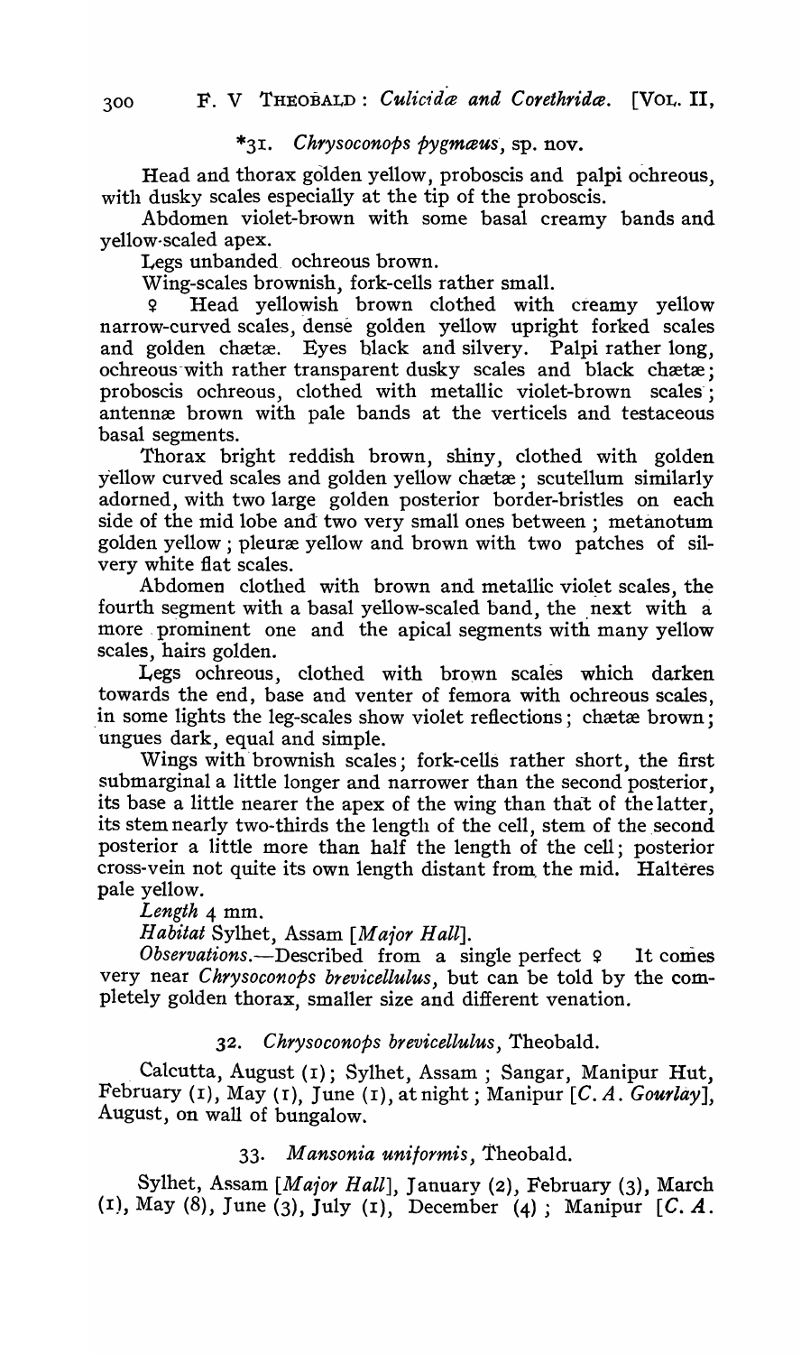### *31. *Chrysoconops pygmæus*, sp. nov.

Head and thorax golden yellow, proboscis and palpi ochreous, with dusky scales especially at the tip of the proboscis.

Abdomen violet-brown with some basal creamy bands and yellow-scaled apex.

Legs unbanded ochreous brown.

Wing-scales brownish, fork-cells rather small.

♀ Head yellowish brown clothed with creamy yellow narrow-curved scales, dense golden yellow upright forked scales and golden chætæ. Eyes black and silvery. Palpi rather long, ochreous with rather transparent dusky scales and black chætæ; proboscis ochreous, clothed with metallic violet-brown scales; antennæ brown with pale bands at the verticels and testaceous basal segments.

Thorax bright reddish brown, shiny, clothed with golden yellow curved scales and golden yellow chætæ; scutellum similarly adorned, with two large golden posterior border-bristles on each side of the mid lobe and two very small ones between; metanotum golden yellow; pleuræ yellow and brown with two patches of silvery white flat scales.

Abdomen clothed with brown and metallic violet scales, the fourth segment with a basal yellow-scaled band, the next with a more prominent one and the apical segments with many yellow scales, hairs golden.

Legs ochreous, clothed with brown scales which darken towards the end, base and venter of femora with ochreous scales, in some lights the leg-scales show violet reflections; chætæ brown; ungues dark, equal and simple.

Wings with brownish scales; fork-cells rather short, the first submarginal a little longer and narrower than the second posterior, its base a little nearer the apex of the wing than that of the latter, its stem nearly two-thirds the length of the cell, stem of the second posterior a little more than half the length of the cell; posterior cross-vein not quite its own length distant from the mid. Halteres pale yellow.

*Length* 4 mm.

*Habitat* Sylhet, Assam [*Major Hall*].

*Observations.*—Described from a single perfect ♀ It comes very near *Chrysoconops brevicellulus*, but can be told by the completely golden thorax, smaller size and different venation.

### 32. *Chrysoconops brevicellulus*, Theobald.

Calcutta, August (1); Sylhet, Assam; Sangar, Manipur Hut, February (1), May (1), June (1), at night; Manipur [*C. A. Gourlay*], August, on wall of bungalow.

### 33. *Mansonia uniformis*, Theobald.

Sylhet, Assam [*Major Hall*], January (2), February (3), March (1), May (8), June (3), July (1), December (4); Manipur [*C. A.*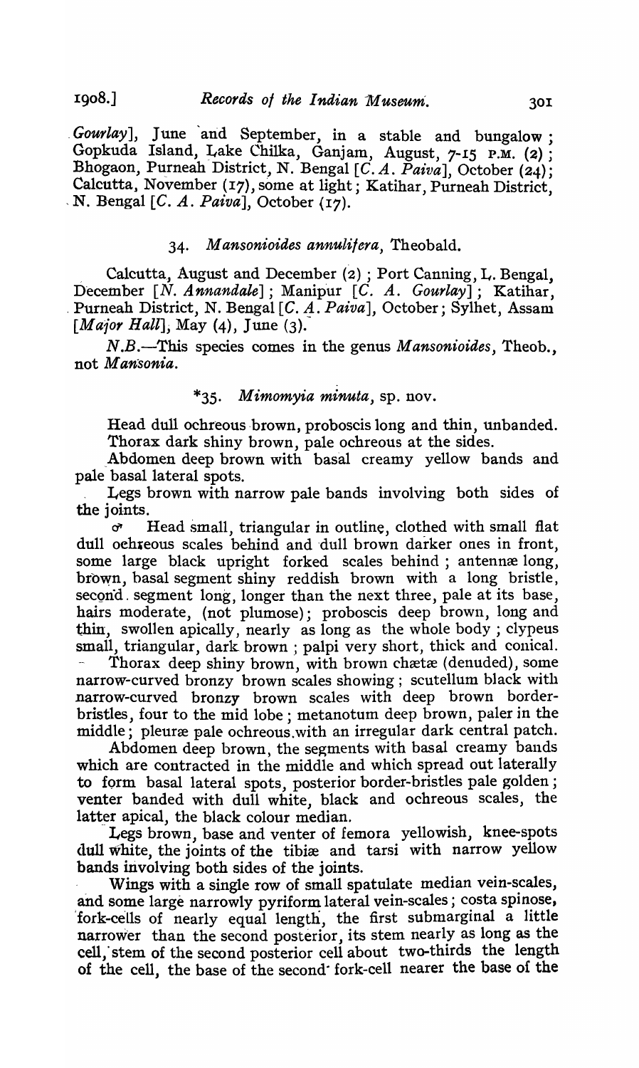*Gourlay*], June and September, in a stable and bungalow; Gopkuda Island, Lake Chilka, Ganjam, August, 7-15 P.M. (2); Bhogaon, Purneah District, N. Bengal [*C. A. Paiva*], October (24); Calcutta, November (17), some at light; Katihar, Purneah District, N. Bengal [*C. A. Paiva*], October (17).

### 34. *Mansonioides annulifera*, Theobald.

Calcutta, August and December (2); Port Canning, L. Bengal, December [*N. Annandale*]; Manipur [*C. A. Gourlay*]; Katihar, Purneah District, N. Bengal [*C. A. Paiva*], October; Sylhet, Assam [*Major Hall*], May (4), June (3).

*N.B.*—This species comes in the genus *Mansonioides*, Theob., not *Mansonia*.

### *35. *Mimomyia minuta*, sp. nov.

Head dull ochreous brown, proboscis long and thin, unbanded. Thorax dark shiny brown, pale ochreous at the sides.

Abdomen deep brown with basal creamy yellow bands and pale basal lateral spots.

Legs brown with narrow pale bands involving both sides of the joints.

♂ Head small, triangular in outline, clothed with small flat dull ochreous scales behind and dull brown darker ones in front, some large black upright forked scales behind; antennæ long, brown, basal segment shiny reddish brown with a long bristle, second segment long, longer than the next three, pale at its base, hairs moderate, (not plumose); proboscis deep brown, long and thin, swollen apically, nearly as long as the whole body; clypeus small, triangular, dark brown; palpi very short, thick and conical.

Thorax deep shiny brown, with brown chætæ (denuded), some narrow-curved bronzy brown scales showing; scutellum black with narrow-curved bronzy brown scales with deep brown border-bristles, four to the mid lobe; metanotum deep brown, paler in the middle; pleuræ pale ochreous with an irregular dark central patch.

Abdomen deep brown, the segments with basal creamy bands which are contracted in the middle and which spread out laterally to form basal lateral spots, posterior border-bristles pale golden; venter banded with dull white, black and ochreous scales, the latter apical, the black colour median.

Legs brown, base and venter of femora yellowish, knee-spots dull white, the joints of the tibiæ and tarsi with narrow yellow bands involving both sides of the joints.

Wings with a single row of small spatulate median vein-scales, and some large narrowly pyriform lateral vein-scales; costa spinose, fork-cells of nearly equal length, the first submarginal a little narrower than the second posterior, its stem nearly as long as the cell, stem of the second posterior cell about two-thirds the length of the cell, the base of the second fork-cell nearer the base of the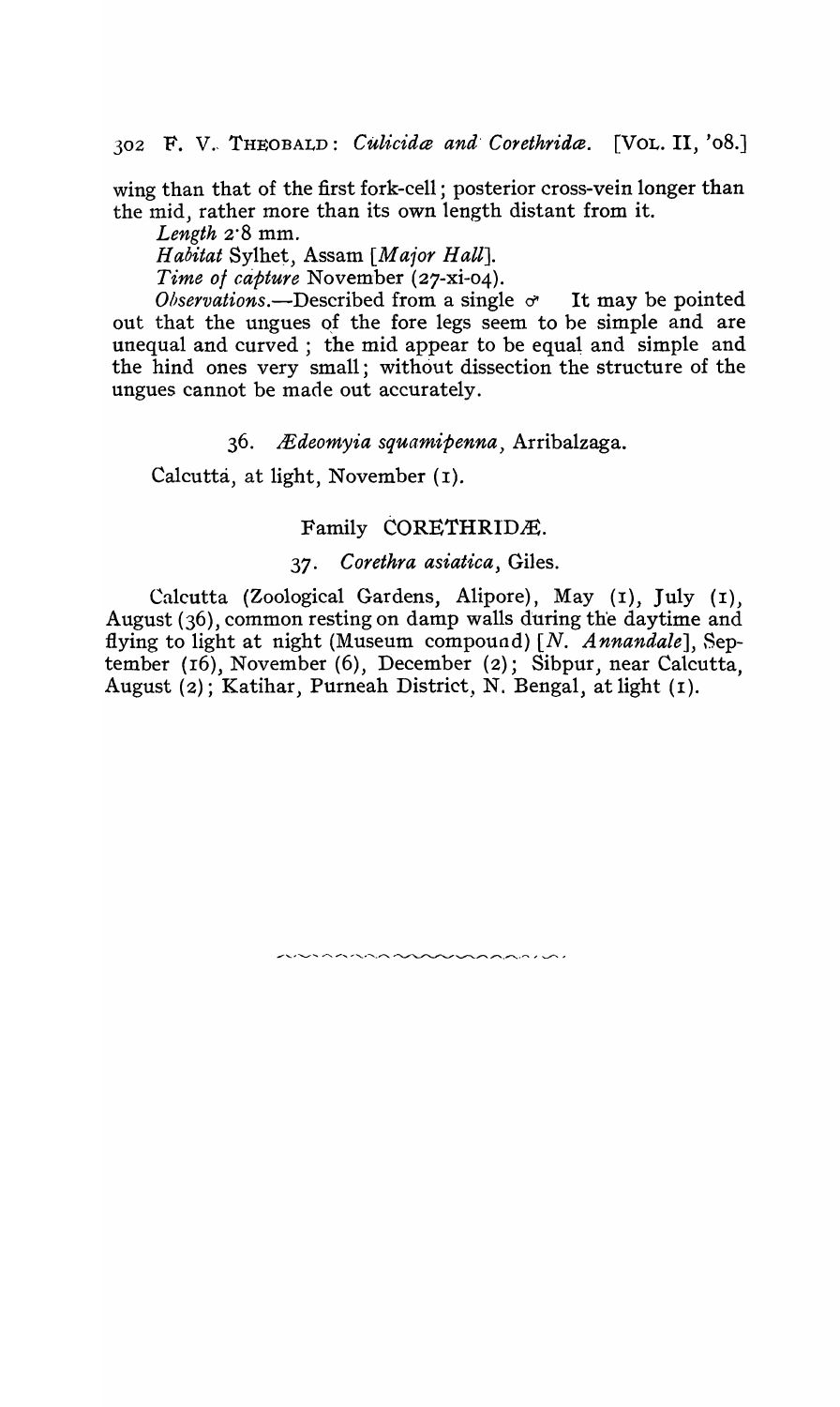wing than that of the first fork-cell; posterior cross-vein longer than the mid, rather more than its own length distant from it.

*Length* 2·8 mm.

*Habitat* Sylhet, Assam [*Major Hall*].

*Time of capture* November (27-xi-04).

*Observations.*—Described from a single ♂ It may be pointed out that the ungues of the fore legs seem to be simple and are unequal and curved; the mid appear to be equal and simple and the hind ones very small; without dissection the structure of the ungues cannot be made out accurately.

### 36. *Ædeomyia squamipenna*, Arribalzaga.

Calcutta, at light, November (1).

## Family CORETHRIDÆ.

### 37. *Corethra asiatica*, Giles.

Calcutta (Zoological Gardens, Alipore), May (1), July (1), August (36), common resting on damp walls during the daytime and flying to light at night (Museum compound) [*N. Annandale*], September (16), November (6), December (2); Sibpur, near Calcutta, August (2); Katihar, Purneah District, N. Bengal, at light (1).